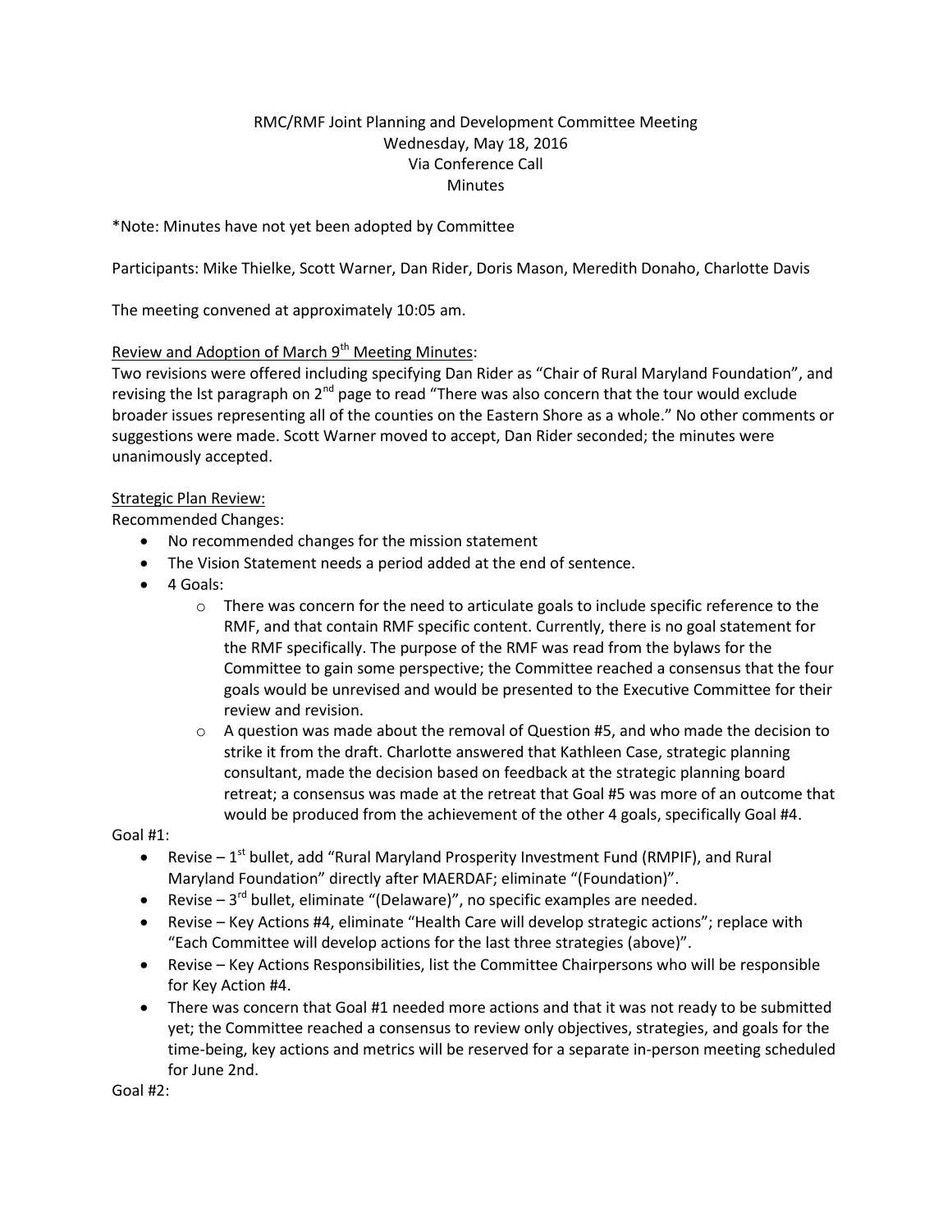# RMC/RMF Joint Planning and Development Committee Meeting
Wednesday, May 18, 2016
Via Conference Call
Minutes

*Note: Minutes have not yet been adopted by Committee

Participants: Mike Thielke, Scott Warner, Dan Rider, Doris Mason, Meredith Donaho, Charlotte Davis

The meeting convened at approximately 10:05 am.

## Review and Adoption of March 9th Meeting Minutes:

Two revisions were offered including specifying Dan Rider as "Chair of Rural Maryland Foundation", and revising the lst paragraph on 2nd page to read "There was also concern that the tour would exclude broader issues representing all of the counties on the Eastern Shore as a whole." No other comments or suggestions were made. Scott Warner moved to accept, Dan Rider seconded; the minutes were unanimously accepted.

## Strategic Plan Review:

Recommended Changes:

- No recommended changes for the mission statement
- The Vision Statement needs a period added at the end of sentence.
- 4 Goals:
  - There was concern for the need to articulate goals to include specific reference to the RMF, and that contain RMF specific content. Currently, there is no goal statement for the RMF specifically. The purpose of the RMF was read from the bylaws for the Committee to gain some perspective; the Committee reached a consensus that the four goals would be unrevised and would be presented to the Executive Committee for their review and revision.
  - A question was made about the removal of Question #5, and who made the decision to strike it from the draft. Charlotte answered that Kathleen Case, strategic planning consultant, made the decision based on feedback at the strategic planning board retreat; a consensus was made at the retreat that Goal #5 was more of an outcome that would be produced from the achievement of the other 4 goals, specifically Goal #4.

Goal #1:

- Revise – 1st bullet, add "Rural Maryland Prosperity Investment Fund (RMPIF), and Rural Maryland Foundation" directly after MAERDAF; eliminate "(Foundation)".
- Revise – 3rd bullet, eliminate "(Delaware)", no specific examples are needed.
- Revise – Key Actions #4, eliminate "Health Care will develop strategic actions"; replace with "Each Committee will develop actions for the last three strategies (above)".
- Revise – Key Actions Responsibilities, list the Committee Chairpersons who will be responsible for Key Action #4.
- There was concern that Goal #1 needed more actions and that it was not ready to be submitted yet; the Committee reached a consensus to review only objectives, strategies, and goals for the time-being, key actions and metrics will be reserved for a separate in-person meeting scheduled for June 2nd.

Goal #2: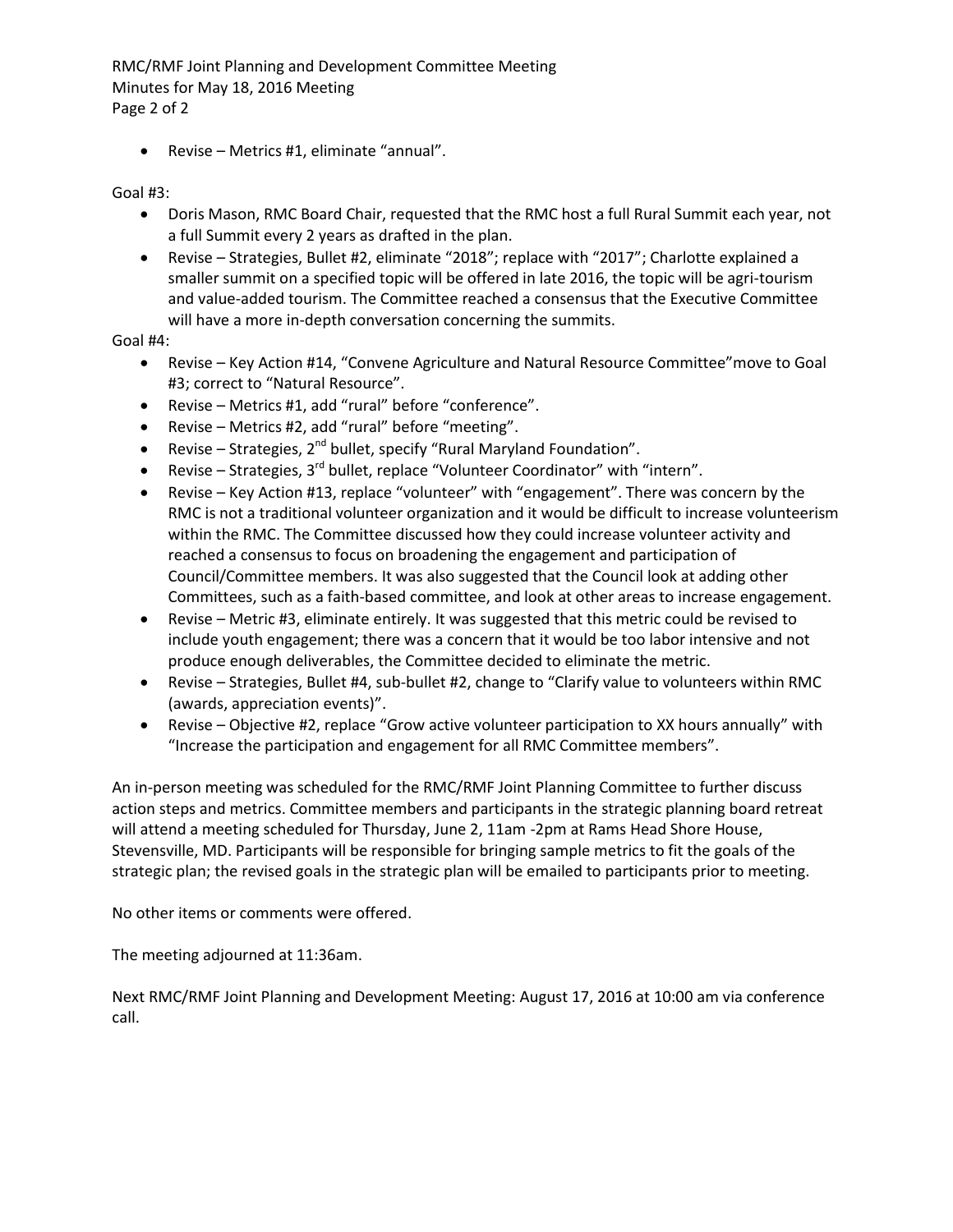- Revise – Metrics #1, eliminate "annual".

Goal #3:

- Doris Mason, RMC Board Chair, requested that the RMC host a full Rural Summit each year, not a full Summit every 2 years as drafted in the plan.
- Revise – Strategies, Bullet #2, eliminate "2018"; replace with "2017"; Charlotte explained a smaller summit on a specified topic will be offered in late 2016, the topic will be agri-tourism and value-added tourism. The Committee reached a consensus that the Executive Committee will have a more in-depth conversation concerning the summits.

Goal #4:

- Revise – Key Action #14, "Convene Agriculture and Natural Resource Committee"move to Goal #3; correct to "Natural Resource".
- Revise – Metrics #1, add "rural" before "conference".
- Revise – Metrics #2, add "rural" before "meeting".
- Revise – Strategies, 2nd bullet, specify "Rural Maryland Foundation".
- Revise – Strategies, 3rd bullet, replace "Volunteer Coordinator" with "intern".
- Revise – Key Action #13, replace "volunteer" with "engagement". There was concern by the RMC is not a traditional volunteer organization and it would be difficult to increase volunteerism within the RMC. The Committee discussed how they could increase volunteer activity and reached a consensus to focus on broadening the engagement and participation of Council/Committee members. It was also suggested that the Council look at adding other Committees, such as a faith-based committee, and look at other areas to increase engagement.
- Revise – Metric #3, eliminate entirely. It was suggested that this metric could be revised to include youth engagement; there was a concern that it would be too labor intensive and not produce enough deliverables, the Committee decided to eliminate the metric.
- Revise – Strategies, Bullet #4, sub-bullet #2, change to "Clarify value to volunteers within RMC (awards, appreciation events)".
- Revise – Objective #2, replace "Grow active volunteer participation to XX hours annually" with "Increase the participation and engagement for all RMC Committee members".

An in-person meeting was scheduled for the RMC/RMF Joint Planning Committee to further discuss action steps and metrics. Committee members and participants in the strategic planning board retreat will attend a meeting scheduled for Thursday, June 2, 11am -2pm at Rams Head Shore House, Stevensville, MD. Participants will be responsible for bringing sample metrics to fit the goals of the strategic plan; the revised goals in the strategic plan will be emailed to participants prior to meeting.

No other items or comments were offered.

The meeting adjourned at 11:36am.

Next RMC/RMF Joint Planning and Development Meeting: August 17, 2016 at 10:00 am via conference call.